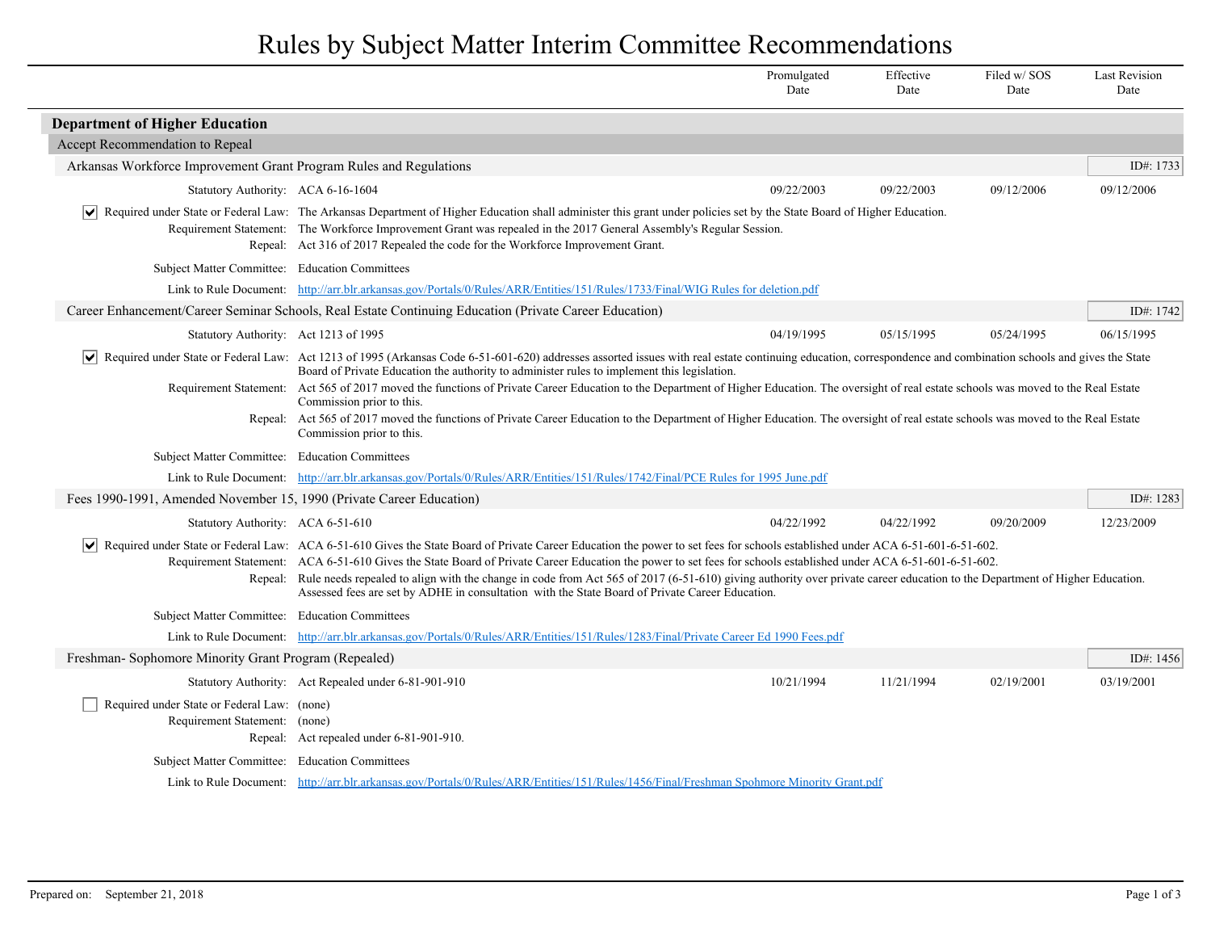# Rules by Subject Matter Interim Committee Recommendations

## Department of Higher Education

### Accept Recommendation to Repeal

#### Arkansas Workforce Improvement Grant Program Rules and Regulations

ID#: 1733

| Statutory Authority | Promulgated Date | Effective Date | Filed w/ SOS Date | Last Revision Date |
|---|---|---|---|---|
| ACA 6-16-1604 | 09/22/2003 | 09/22/2003 | 09/12/2006 | 09/12/2006 |

- [x] **Required under State or Federal Law:** The Arkansas Department of Higher Education shall administer this grant under policies set by the State Board of Higher Education.

**Requirement Statement:** The Workforce Improvement Grant was repealed in the 2017 General Assembly's Regular Session.

**Repeal:** Act 316 of 2017 Repealed the code for the Workforce Improvement Grant.

**Subject Matter Committee:** Education Committees

**Link to Rule Document:** http://arr.blr.arkansas.gov/Portals/0/Rules/ARR/Entities/151/Rules/1733/Final/WIG Rules for deletion.pdf

#### Career Enhancement/Career Seminar Schools, Real Estate Continuing Education (Private Career Education)

ID#: 1742

| Statutory Authority | Promulgated Date | Effective Date | Filed w/ SOS Date | Last Revision Date |
|---|---|---|---|---|
| Act 1213 of 1995 | 04/19/1995 | 05/15/1995 | 05/24/1995 | 06/15/1995 |

- [x] **Required under State or Federal Law:** Act 1213 of 1995 (Arkansas Code 6-51-601-620) addresses assorted issues with real estate continuing education, correspondence and combination schools and gives the State Board of Private Education the authority to administer rules to implement this legislation.

**Requirement Statement:** Act 565 of 2017 moved the functions of Private Career Education to the Department of Higher Education. The oversight of real estate schools was moved to the Real Estate Commission prior to this.

**Repeal:** Act 565 of 2017 moved the functions of Private Career Education to the Department of Higher Education. The oversight of real estate schools was moved to the Real Estate Commission prior to this.

**Subject Matter Committee:** Education Committees

**Link to Rule Document:** http://arr.blr.arkansas.gov/Portals/0/Rules/ARR/Entities/151/Rules/1742/Final/PCE Rules for 1995 June.pdf

#### Fees 1990-1991, Amended November 15, 1990 (Private Career Education)

ID#: 1283

| Statutory Authority | Promulgated Date | Effective Date | Filed w/ SOS Date | Last Revision Date |
|---|---|---|---|---|
| ACA 6-51-610 | 04/22/1992 | 04/22/1992 | 09/20/2009 | 12/23/2009 |

- [x] **Required under State or Federal Law:** ACA 6-51-610 Gives the State Board of Private Career Education the power to set fees for schools established under ACA 6-51-601-6-51-602.

**Requirement Statement:** ACA 6-51-610 Gives the State Board of Private Career Education the power to set fees for schools established under ACA 6-51-601-6-51-602.

**Repeal:** Rule needs repealed to align with the change in code from Act 565 of 2017 (6-51-610) giving authority over private career education to the Department of Higher Education. Assessed fees are set by ADHE in consultation with the State Board of Private Career Education.

**Subject Matter Committee:** Education Committees

**Link to Rule Document:** http://arr.blr.arkansas.gov/Portals/0/Rules/ARR/Entities/151/Rules/1283/Final/Private Career Ed 1990 Fees.pdf

#### Freshman- Sophomore Minority Grant Program (Repealed)

ID#: 1456

| Statutory Authority | Promulgated Date | Effective Date | Filed w/ SOS Date | Last Revision Date |
|---|---|---|---|---|
| Act Repealed under 6-81-901-910 | 10/21/1994 | 11/21/1994 | 02/19/2001 | 03/19/2001 |

- [ ] **Required under State or Federal Law:** (none)

**Requirement Statement:** (none)

**Repeal:** Act repealed under 6-81-901-910.

**Subject Matter Committee:** Education Committees

**Link to Rule Document:** http://arr.blr.arkansas.gov/Portals/0/Rules/ARR/Entities/151/Rules/1456/Final/Freshman Spohmore Minority Grant.pdf

Prepared on: September 21, 2018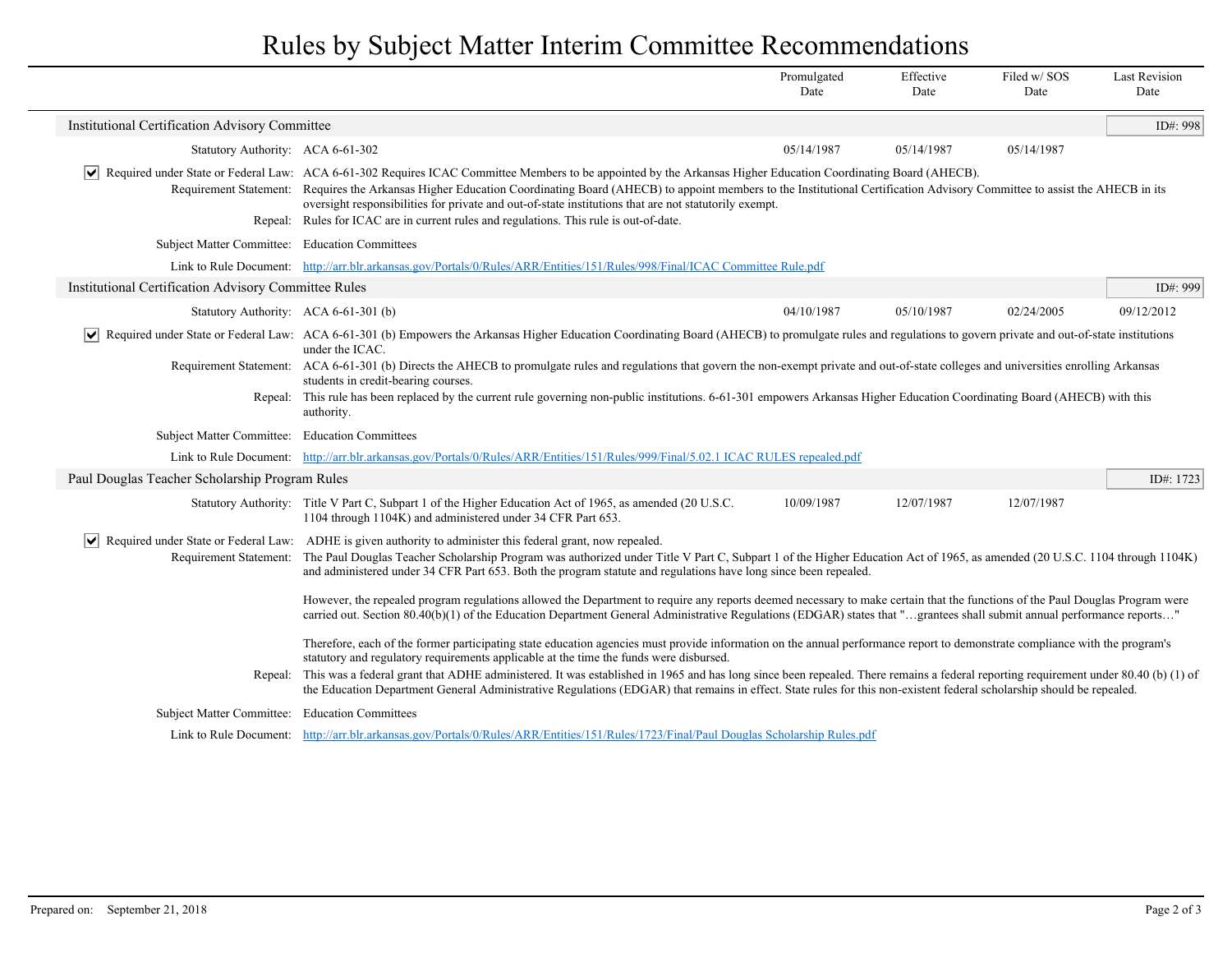# Rules by Subject Matter Interim Committee Recommendations

| | Promulgated Date | Effective Date | Filed w/ SOS Date | Last Revision Date |
|---|---|---|---|---|

## Institutional Certification Advisory Committee

ID#: 998

| | Promulgated Date | Effective Date | Filed w/ SOS Date | Last Revision Date |
|---|---|---|---|---|
| Statutory Authority: ACA 6-61-302 | 05/14/1987 | 05/14/1987 | 05/14/1987 | |

☑ **Required under State or Federal Law:** ACA 6-61-302 Requires ICAC Committee Members to be appointed by the Arkansas Higher Education Coordinating Board (AHECB).

**Requirement Statement:** Requires the Arkansas Higher Education Coordinating Board (AHECB) to appoint members to the Institutional Certification Advisory Committee to assist the AHECB in its oversight responsibilities for private and out-of-state institutions that are not statutorily exempt.

**Repeal:** Rules for ICAC are in current rules and regulations. This rule is out-of-date.

**Subject Matter Committee:** Education Committees

**Link to Rule Document:** [http://arr.blr.arkansas.gov/Portals/0/Rules/ARR/Entities/151/Rules/998/Final/ICAC Committee Rule.pdf](http://arr.blr.arkansas.gov/Portals/0/Rules/ARR/Entities/151/Rules/998/Final/ICAC Committee Rule.pdf)

## Institutional Certification Advisory Committee Rules

ID#: 999

| | Promulgated Date | Effective Date | Filed w/ SOS Date | Last Revision Date |
|---|---|---|---|---|
| Statutory Authority: ACA 6-61-301 (b) | 04/10/1987 | 05/10/1987 | 02/24/2005 | 09/12/2012 |

☑ **Required under State or Federal Law:** ACA 6-61-301 (b) Empowers the Arkansas Higher Education Coordinating Board (AHECB) to promulgate rules and regulations to govern private and out-of-state institutions under the ICAC.

**Requirement Statement:** ACA 6-61-301 (b) Directs the AHECB to promulgate rules and regulations that govern the non-exempt private and out-of-state colleges and universities enrolling Arkansas students in credit-bearing courses.

**Repeal:** This rule has been replaced by the current rule governing non-public institutions. 6-61-301 empowers Arkansas Higher Education Coordinating Board (AHECB) with this authority.

**Subject Matter Committee:** Education Committees

**Link to Rule Document:** [http://arr.blr.arkansas.gov/Portals/0/Rules/ARR/Entities/151/Rules/999/Final/5.02.1 ICAC RULES repealed.pdf](http://arr.blr.arkansas.gov/Portals/0/Rules/ARR/Entities/151/Rules/999/Final/5.02.1 ICAC RULES repealed.pdf)

## Paul Douglas Teacher Scholarship Program Rules

ID#: 1723

| | Promulgated Date | Effective Date | Filed w/ SOS Date | Last Revision Date |
|---|---|---|---|---|
| Statutory Authority: Title V Part C, Subpart 1 of the Higher Education Act of 1965, as amended (20 U.S.C. 1104 through 1104K) and administered under 34 CFR Part 653. | 10/09/1987 | 12/07/1987 | 12/07/1987 | |

☑ **Required under State or Federal Law:** ADHE is given authority to administer this federal grant, now repealed.

**Requirement Statement:** The Paul Douglas Teacher Scholarship Program was authorized under Title V Part C, Subpart 1 of the Higher Education Act of 1965, as amended (20 U.S.C. 1104 through 1104K) and administered under 34 CFR Part 653. Both the program statute and regulations have long since been repealed.

However, the repealed program regulations allowed the Department to require any reports deemed necessary to make certain that the functions of the Paul Douglas Program were carried out. Section 80.40(b)(1) of the Education Department General Administrative Regulations (EDGAR) states that "…grantees shall submit annual performance reports…"

Therefore, each of the former participating state education agencies must provide information on the annual performance report to demonstrate compliance with the program's statutory and regulatory requirements applicable at the time the funds were disbursed.

**Repeal:** This was a federal grant that ADHE administered. It was established in 1965 and has long since been repealed. There remains a federal reporting requirement under 80.40 (b) (1) of the Education Department General Administrative Regulations (EDGAR) that remains in effect. State rules for this non-existent federal scholarship should be repealed.

**Subject Matter Committee:** Education Committees

**Link to Rule Document:** [http://arr.blr.arkansas.gov/Portals/0/Rules/ARR/Entities/151/Rules/1723/Final/Paul Douglas Scholarship Rules.pdf](http://arr.blr.arkansas.gov/Portals/0/Rules/ARR/Entities/151/Rules/1723/Final/Paul Douglas Scholarship Rules.pdf)

Prepared on: September 21, 2018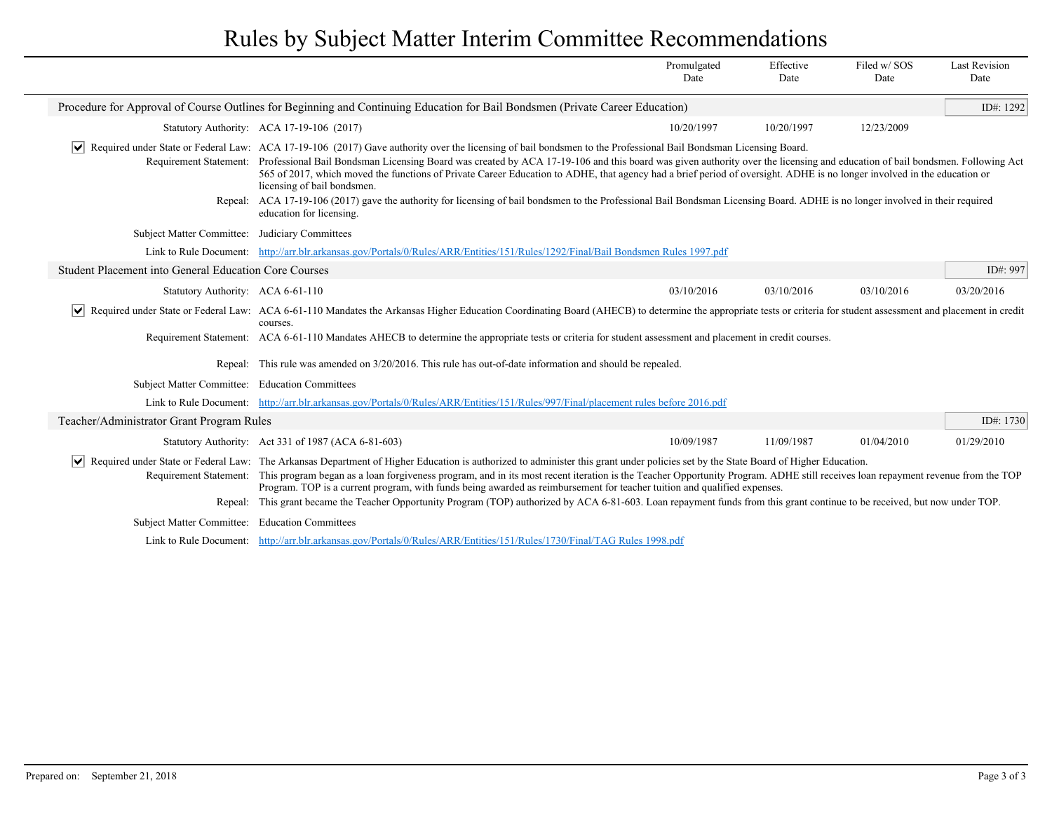# Rules by Subject Matter Interim Committee Recommendations

| | Promulgated Date | Effective Date | Filed w/ SOS Date | Last Revision Date |
|---|---|---|---|---|

## Procedure for Approval of Course Outlines for Beginning and Continuing Education for Bail Bondsmen (Private Career Education)

ID#: 1292

| | Promulgated Date | Effective Date | Filed w/ SOS Date | Last Revision Date |
|---|---|---|---|---|
| Statutory Authority: ACA 17-19-106 (2017) | 10/20/1997 | 10/20/1997 | 12/23/2009 | |

☑ **Required under State or Federal Law:** ACA 17-19-106 (2017) Gave authority over the licensing of bail bondsmen to the Professional Bail Bondsman Licensing Board.

**Requirement Statement:** Professional Bail Bondsman Licensing Board was created by ACA 17-19-106 and this board was given authority over the licensing and education of bail bondsmen. Following Act 565 of 2017, which moved the functions of Private Career Education to ADHE, that agency had a brief period of oversight. ADHE is no longer involved in the education or licensing of bail bondsmen.

**Repeal:** ACA 17-19-106 (2017) gave the authority for licensing of bail bondsmen to the Professional Bail Bondsman Licensing Board. ADHE is no longer involved in their required education for licensing.

**Subject Matter Committee:** Judiciary Committees

**Link to Rule Document:** [http://arr.blr.arkansas.gov/Portals/0/Rules/ARR/Entities/151/Rules/1292/Final/Bail Bondsmen Rules 1997.pdf](http://arr.blr.arkansas.gov/Portals/0/Rules/ARR/Entities/151/Rules/1292/Final/Bail Bondsmen Rules 1997.pdf)

## Student Placement into General Education Core Courses

ID#: 997

| | Promulgated Date | Effective Date | Filed w/ SOS Date | Last Revision Date |
|---|---|---|---|---|
| Statutory Authority: ACA 6-61-110 | 03/10/2016 | 03/10/2016 | 03/10/2016 | 03/20/2016 |

☑ **Required under State or Federal Law:** ACA 6-61-110 Mandates the Arkansas Higher Education Coordinating Board (AHECB) to determine the appropriate tests or criteria for student assessment and placement in credit courses.

**Requirement Statement:** ACA 6-61-110 Mandates AHECB to determine the appropriate tests or criteria for student assessment and placement in credit courses.

**Repeal:** This rule was amended on 3/20/2016. This rule has out-of-date information and should be repealed.

**Subject Matter Committee:** Education Committees

**Link to Rule Document:** [http://arr.blr.arkansas.gov/Portals/0/Rules/ARR/Entities/151/Rules/997/Final/placement rules before 2016.pdf](http://arr.blr.arkansas.gov/Portals/0/Rules/ARR/Entities/151/Rules/997/Final/placement rules before 2016.pdf)

## Teacher/Administrator Grant Program Rules

ID#: 1730

| | Promulgated Date | Effective Date | Filed w/ SOS Date | Last Revision Date |
|---|---|---|---|---|
| Statutory Authority: Act 331 of 1987 (ACA 6-81-603) | 10/09/1987 | 11/09/1987 | 01/04/2010 | 01/29/2010 |

☑ **Required under State or Federal Law:** The Arkansas Department of Higher Education is authorized to administer this grant under policies set by the State Board of Higher Education.

**Requirement Statement:** This program began as a loan forgiveness program, and in its most recent iteration is the Teacher Opportunity Program. ADHE still receives loan repayment revenue from the TOP Program. TOP is a current program, with funds being awarded as reimbursement for teacher tuition and qualified expenses.

**Repeal:** This grant became the Teacher Opportunity Program (TOP) authorized by ACA 6-81-603. Loan repayment funds from this grant continue to be received, but now under TOP.

**Subject Matter Committee:** Education Committees

**Link to Rule Document:** [http://arr.blr.arkansas.gov/Portals/0/Rules/ARR/Entities/151/Rules/1730/Final/TAG Rules 1998.pdf](http://arr.blr.arkansas.gov/Portals/0/Rules/ARR/Entities/151/Rules/1730/Final/TAG Rules 1998.pdf)

Prepared on: September 21, 2018